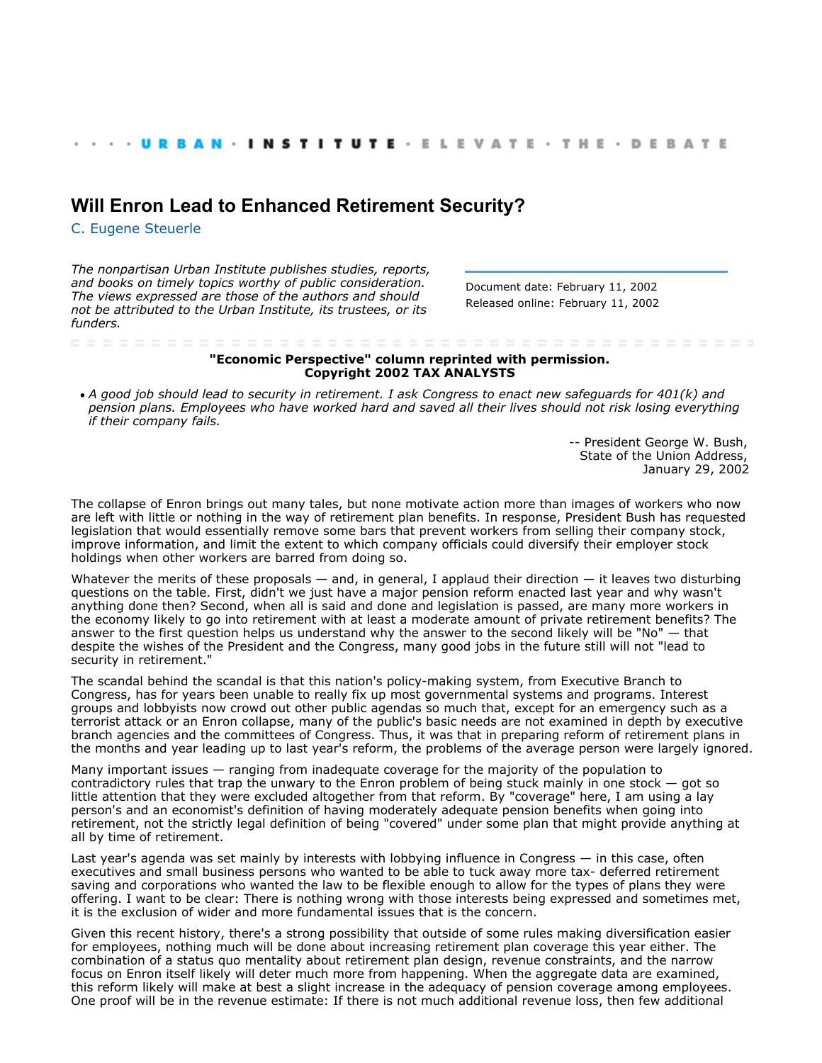· · · · URBAN · INSTITUTE · ELEVATE · THE · DEBATE

# Will Enron Lead to Enhanced Retirement Security?

C. Eugene Steuerle

*The nonpartisan Urban Institute publishes studies, reports, and books on timely topics worthy of public consideration. The views expressed are those of the authors and should not be attributed to the Urban Institute, its trustees, or its funders.*

Document date: February 11, 2002
Released online: February 11, 2002

**"Economic Perspective" column reprinted with permission.**
**Copyright 2002 TAX ANALYSTS**

- *A good job should lead to security in retirement. I ask Congress to enact new safeguards for 401(k) and pension plans. Employees who have worked hard and saved all their lives should not risk losing everything if their company fails.*

-- President George W. Bush,
State of the Union Address,
January 29, 2002

The collapse of Enron brings out many tales, but none motivate action more than images of workers who now are left with little or nothing in the way of retirement plan benefits. In response, President Bush has requested legislation that would essentially remove some bars that prevent workers from selling their company stock, improve information, and limit the extent to which company officials could diversify their employer stock holdings when other workers are barred from doing so.

Whatever the merits of these proposals — and, in general, I applaud their direction — it leaves two disturbing questions on the table. First, didn't we just have a major pension reform enacted last year and why wasn't anything done then? Second, when all is said and done and legislation is passed, are many more workers in the economy likely to go into retirement with at least a moderate amount of private retirement benefits? The answer to the first question helps us understand why the answer to the second likely will be "No" — that despite the wishes of the President and the Congress, many good jobs in the future still will not "lead to security in retirement."

The scandal behind the scandal is that this nation's policy-making system, from Executive Branch to Congress, has for years been unable to really fix up most governmental systems and programs. Interest groups and lobbyists now crowd out other public agendas so much that, except for an emergency such as a terrorist attack or an Enron collapse, many of the public's basic needs are not examined in depth by executive branch agencies and the committees of Congress. Thus, it was that in preparing reform of retirement plans in the months and year leading up to last year's reform, the problems of the average person were largely ignored.

Many important issues — ranging from inadequate coverage for the majority of the population to contradictory rules that trap the unwary to the Enron problem of being stuck mainly in one stock — got so little attention that they were excluded altogether from that reform. By "coverage" here, I am using a lay person's and an economist's definition of having moderately adequate pension benefits when going into retirement, not the strictly legal definition of being "covered" under some plan that might provide anything at all by time of retirement.

Last year's agenda was set mainly by interests with lobbying influence in Congress — in this case, often executives and small business persons who wanted to be able to tuck away more tax- deferred retirement saving and corporations who wanted the law to be flexible enough to allow for the types of plans they were offering. I want to be clear: There is nothing wrong with those interests being expressed and sometimes met, it is the exclusion of wider and more fundamental issues that is the concern.

Given this recent history, there's a strong possibility that outside of some rules making diversification easier for employees, nothing much will be done about increasing retirement plan coverage this year either. The combination of a status quo mentality about retirement plan design, revenue constraints, and the narrow focus on Enron itself likely will deter much more from happening. When the aggregate data are examined, this reform likely will make at best a slight increase in the adequacy of pension coverage among employees. One proof will be in the revenue estimate: If there is not much additional revenue loss, then few additional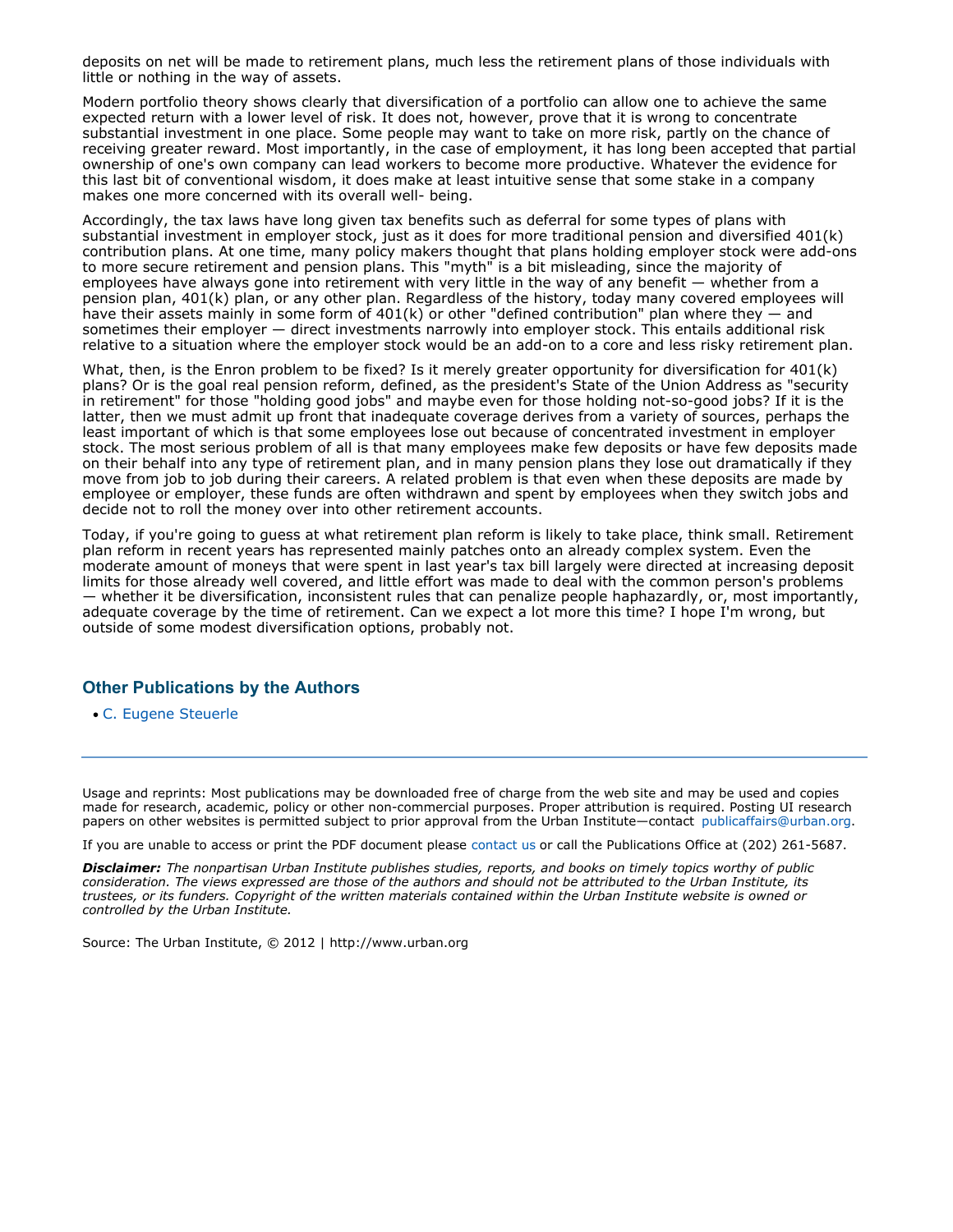deposits on net will be made to retirement plans, much less the retirement plans of those individuals with little or nothing in the way of assets.

Modern portfolio theory shows clearly that diversification of a portfolio can allow one to achieve the same expected return with a lower level of risk. It does not, however, prove that it is wrong to concentrate substantial investment in one place. Some people may want to take on more risk, partly on the chance of receiving greater reward. Most importantly, in the case of employment, it has long been accepted that partial ownership of one's own company can lead workers to become more productive. Whatever the evidence for this last bit of conventional wisdom, it does make at least intuitive sense that some stake in a company makes one more concerned with its overall well- being.

Accordingly, the tax laws have long given tax benefits such as deferral for some types of plans with substantial investment in employer stock, just as it does for more traditional pension and diversified 401(k) contribution plans. At one time, many policy makers thought that plans holding employer stock were add-ons to more secure retirement and pension plans. This "myth" is a bit misleading, since the majority of employees have always gone into retirement with very little in the way of any benefit — whether from a pension plan, 401(k) plan, or any other plan. Regardless of the history, today many covered employees will have their assets mainly in some form of 401(k) or other "defined contribution" plan where they — and sometimes their employer — direct investments narrowly into employer stock. This entails additional risk relative to a situation where the employer stock would be an add-on to a core and less risky retirement plan.

What, then, is the Enron problem to be fixed? Is it merely greater opportunity for diversification for 401(k) plans? Or is the goal real pension reform, defined, as the president's State of the Union Address as "security in retirement" for those "holding good jobs" and maybe even for those holding not-so-good jobs? If it is the latter, then we must admit up front that inadequate coverage derives from a variety of sources, perhaps the least important of which is that some employees lose out because of concentrated investment in employer stock. The most serious problem of all is that many employees make few deposits or have few deposits made on their behalf into any type of retirement plan, and in many pension plans they lose out dramatically if they move from job to job during their careers. A related problem is that even when these deposits are made by employee or employer, these funds are often withdrawn and spent by employees when they switch jobs and decide not to roll the money over into other retirement accounts.

Today, if you're going to guess at what retirement plan reform is likely to take place, think small. Retirement plan reform in recent years has represented mainly patches onto an already complex system. Even the moderate amount of moneys that were spent in last year's tax bill largely were directed at increasing deposit limits for those already well covered, and little effort was made to deal with the common person's problems — whether it be diversification, inconsistent rules that can penalize people haphazardly, or, most importantly, adequate coverage by the time of retirement. Can we expect a lot more this time? I hope I'm wrong, but outside of some modest diversification options, probably not.

## Other Publications by the Authors

- C. Eugene Steuerle

---

Usage and reprints: Most publications may be downloaded free of charge from the web site and may be used and copies made for research, academic, policy or other non-commercial purposes. Proper attribution is required. Posting UI research papers on other websites is permitted subject to prior approval from the Urban Institute—contact publicaffairs@urban.org.

If you are unable to access or print the PDF document please contact us or call the Publications Office at (202) 261-5687.

***Disclaimer:*** *The nonpartisan Urban Institute publishes studies, reports, and books on timely topics worthy of public consideration. The views expressed are those of the authors and should not be attributed to the Urban Institute, its trustees, or its funders. Copyright of the written materials contained within the Urban Institute website is owned or controlled by the Urban Institute.*

Source: The Urban Institute, © 2012 | http://www.urban.org